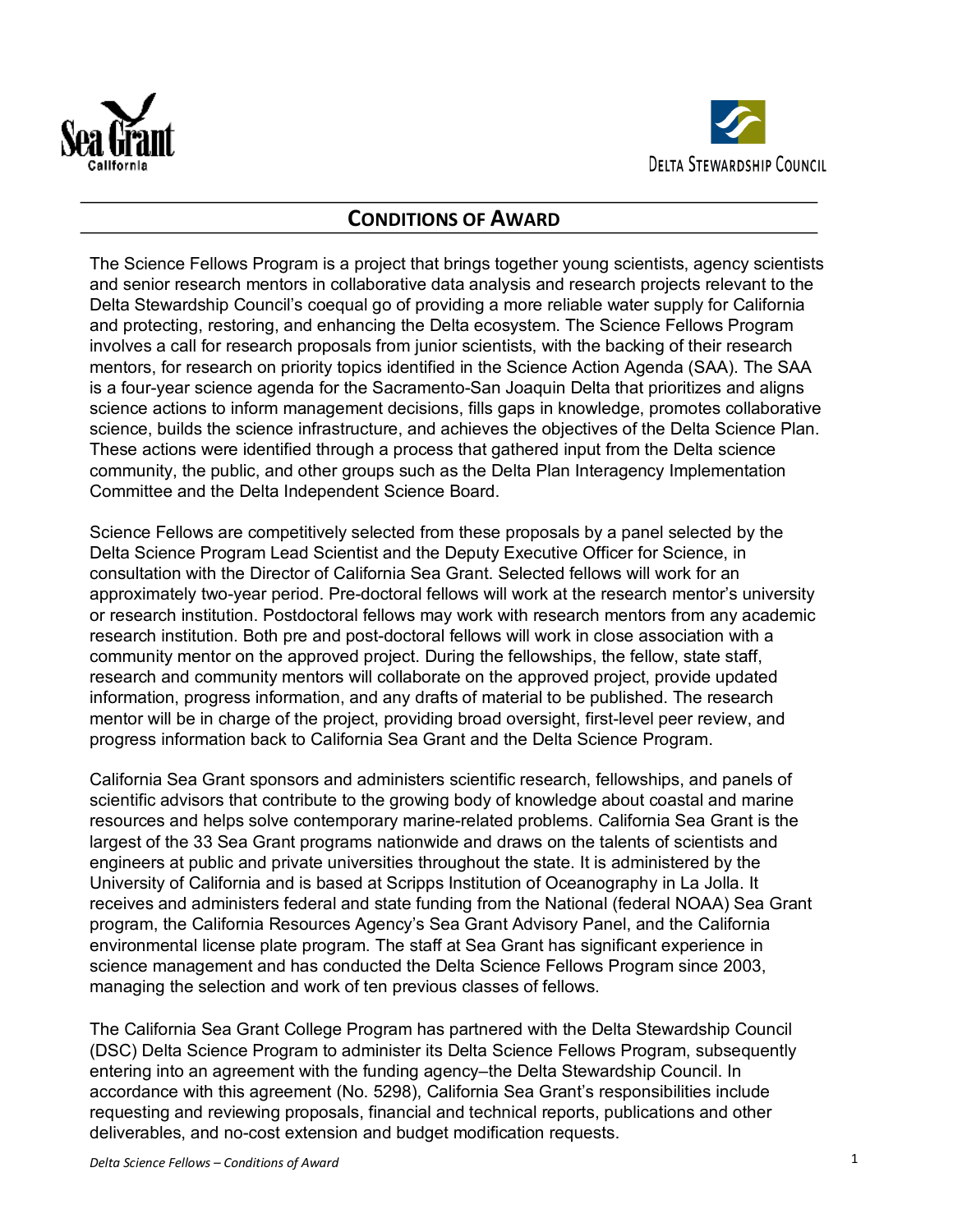# CONDITIONS OF AWARD

The Science Fellows Program is a project that brings together young scientists, agency scientists and senior research mentors in collaborative data analysis and research projects relevant to the Delta Stewardship Council's coequal go of providing a more reliable water supply for California and protecting, restoring, and enhancing the Delta ecosystem. The Science Fellows Program involves a call for research proposals from junior scientists, with the backing of their research mentors, for research on priority topics identified in the Science Action Agenda (SAA). The SAA is a four-year science agenda for the Sacramento-San Joaquin Delta that prioritizes and aligns science actions to inform management decisions, fills gaps in knowledge, promotes collaborative science, builds the science infrastructure, and achieves the objectives of the Delta Science Plan. These actions were identified through a process that gathered input from the Delta science community, the public, and other groups such as the Delta Plan Interagency Implementation Committee and the Delta Independent Science Board.

Science Fellows are competitively selected from these proposals by a panel selected by the Delta Science Program Lead Scientist and the Deputy Executive Officer for Science, in consultation with the Director of California Sea Grant. Selected fellows will work for an approximately two-year period. Pre-doctoral fellows will work at the research mentor's university or research institution. Postdoctoral fellows may work with research mentors from any academic research institution. Both pre and post-doctoral fellows will work in close association with a community mentor on the approved project. During the fellowships, the fellow, state staff, research and community mentors will collaborate on the approved project, provide updated information, progress information, and any drafts of material to be published. The research mentor will be in charge of the project, providing broad oversight, first-level peer review, and progress information back to California Sea Grant and the Delta Science Program.

California Sea Grant sponsors and administers scientific research, fellowships, and panels of scientific advisors that contribute to the growing body of knowledge about coastal and marine resources and helps solve contemporary marine-related problems. California Sea Grant is the largest of the 33 Sea Grant programs nationwide and draws on the talents of scientists and engineers at public and private universities throughout the state. It is administered by the University of California and is based at Scripps Institution of Oceanography in La Jolla. It receives and administers federal and state funding from the National (federal NOAA) Sea Grant program, the California Resources Agency's Sea Grant Advisory Panel, and the California environmental license plate program. The staff at Sea Grant has significant experience in science management and has conducted the Delta Science Fellows Program since 2003, managing the selection and work of ten previous classes of fellows.

The California Sea Grant College Program has partnered with the Delta Stewardship Council (DSC) Delta Science Program to administer its Delta Science Fellows Program, subsequently entering into an agreement with the funding agency–the Delta Stewardship Council. In accordance with this agreement (No. 5298), California Sea Grant's responsibilities include requesting and reviewing proposals, financial and technical reports, publications and other deliverables, and no-cost extension and budget modification requests.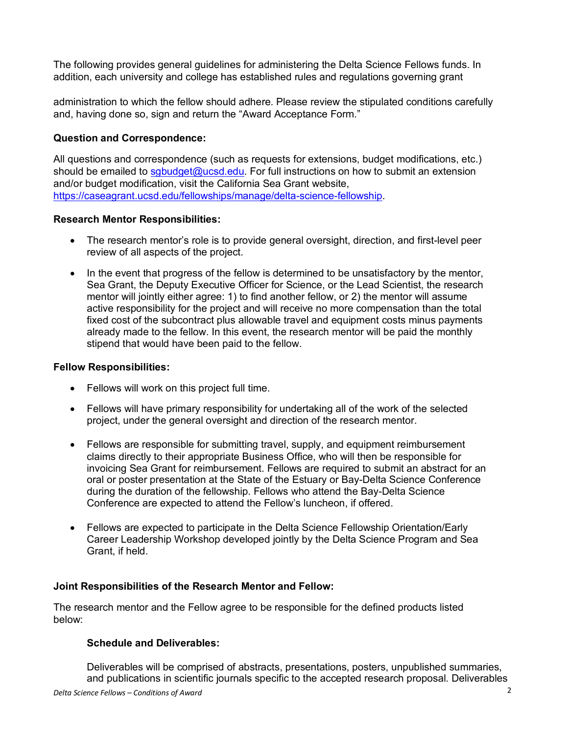The following provides general guidelines for administering the Delta Science Fellows funds. In addition, each university and college has established rules and regulations governing grant administration to which the fellow should adhere. Please review the stipulated conditions carefully and, having done so, sign and return the "Award Acceptance Form."

**Question and Correspondence:**

All questions and correspondence (such as requests for extensions, budget modifications, etc.) should be emailed to sgbudget@ucsd.edu. For full instructions on how to submit an extension and/or budget modification, visit the California Sea Grant website, https://caseagrant.ucsd.edu/fellowships/manage/delta-science-fellowship.

**Research Mentor Responsibilities:**

- The research mentor's role is to provide general oversight, direction, and first-level peer review of all aspects of the project.
- In the event that progress of the fellow is determined to be unsatisfactory by the mentor, Sea Grant, the Deputy Executive Officer for Science, or the Lead Scientist, the research mentor will jointly either agree: 1) to find another fellow, or 2) the mentor will assume active responsibility for the project and will receive no more compensation than the total fixed cost of the subcontract plus allowable travel and equipment costs minus payments already made to the fellow. In this event, the research mentor will be paid the monthly stipend that would have been paid to the fellow.

**Fellow Responsibilities:**

- Fellows will work on this project full time.
- Fellows will have primary responsibility for undertaking all of the work of the selected project, under the general oversight and direction of the research mentor.
- Fellows are responsible for submitting travel, supply, and equipment reimbursement claims directly to their appropriate Business Office, who will then be responsible for invoicing Sea Grant for reimbursement. Fellows are required to submit an abstract for an oral or poster presentation at the State of the Estuary or Bay-Delta Science Conference during the duration of the fellowship. Fellows who attend the Bay-Delta Science Conference are expected to attend the Fellow's luncheon, if offered.
- Fellows are expected to participate in the Delta Science Fellowship Orientation/Early Career Leadership Workshop developed jointly by the Delta Science Program and Sea Grant, if held.

**Joint Responsibilities of the Research Mentor and Fellow:**

The research mentor and the Fellow agree to be responsible for the defined products listed below:

**Schedule and Deliverables:**

Deliverables will be comprised of abstracts, presentations, posters, unpublished summaries, and publications in scientific journals specific to the accepted research proposal. Deliverables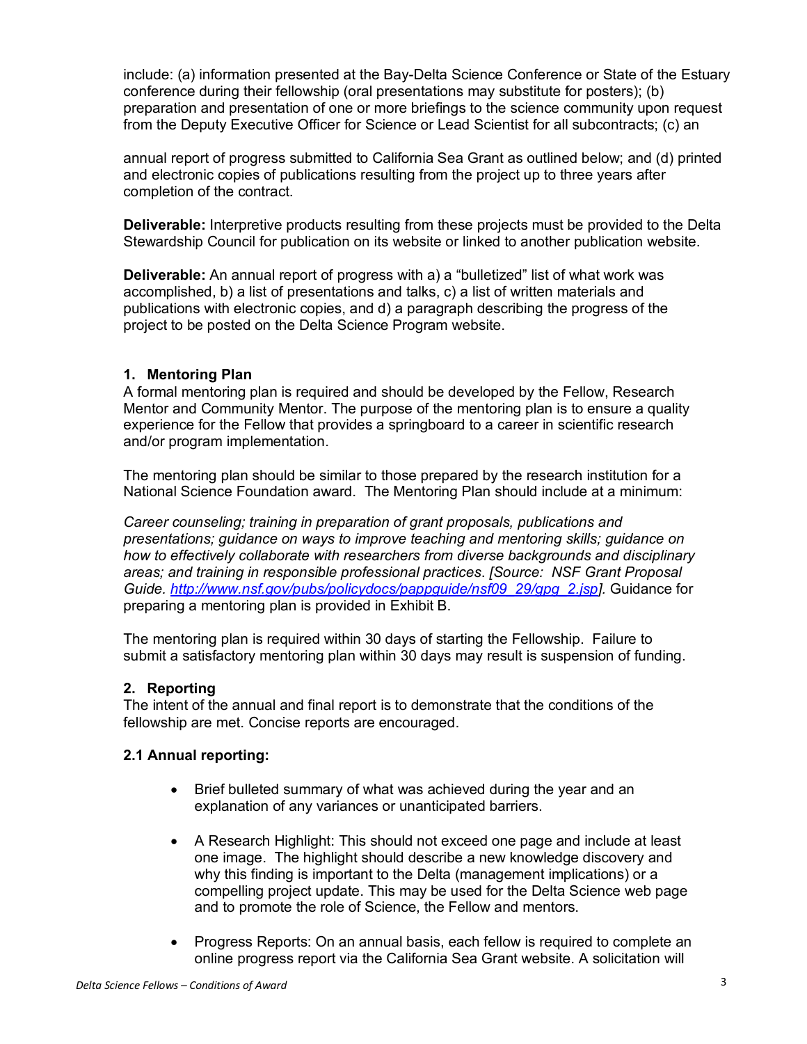include: (a) information presented at the Bay-Delta Science Conference or State of the Estuary conference during their fellowship (oral presentations may substitute for posters); (b) preparation and presentation of one or more briefings to the science community upon request from the Deputy Executive Officer for Science or Lead Scientist for all subcontracts; (c) an

annual report of progress submitted to California Sea Grant as outlined below; and (d) printed and electronic copies of publications resulting from the project up to three years after completion of the contract.

**Deliverable:** Interpretive products resulting from these projects must be provided to the Delta Stewardship Council for publication on its website or linked to another publication website.

**Deliverable:** An annual report of progress with a) a "bulletized" list of what work was accomplished, b) a list of presentations and talks, c) a list of written materials and publications with electronic copies, and d) a paragraph describing the progress of the project to be posted on the Delta Science Program website.

### 1. Mentoring Plan

A formal mentoring plan is required and should be developed by the Fellow, Research Mentor and Community Mentor. The purpose of the mentoring plan is to ensure a quality experience for the Fellow that provides a springboard to a career in scientific research and/or program implementation.

The mentoring plan should be similar to those prepared by the research institution for a National Science Foundation award. The Mentoring Plan should include at a minimum:

*Career counseling; training in preparation of grant proposals, publications and presentations; guidance on ways to improve teaching and mentoring skills; guidance on how to effectively collaborate with researchers from diverse backgrounds and disciplinary areas; and training in responsible professional practices. [Source: NSF Grant Proposal Guide. http://www.nsf.gov/pubs/policydocs/pappguide/nsf09_29/gpg_2.jsp].* Guidance for preparing a mentoring plan is provided in Exhibit B.

The mentoring plan is required within 30 days of starting the Fellowship. Failure to submit a satisfactory mentoring plan within 30 days may result is suspension of funding.

### 2. Reporting

The intent of the annual and final report is to demonstrate that the conditions of the fellowship are met. Concise reports are encouraged.

#### 2.1 Annual reporting:

- Brief bulleted summary of what was achieved during the year and an explanation of any variances or unanticipated barriers.
- A Research Highlight: This should not exceed one page and include at least one image. The highlight should describe a new knowledge discovery and why this finding is important to the Delta (management implications) or a compelling project update. This may be used for the Delta Science web page and to promote the role of Science, the Fellow and mentors.
- Progress Reports: On an annual basis, each fellow is required to complete an online progress report via the California Sea Grant website. A solicitation will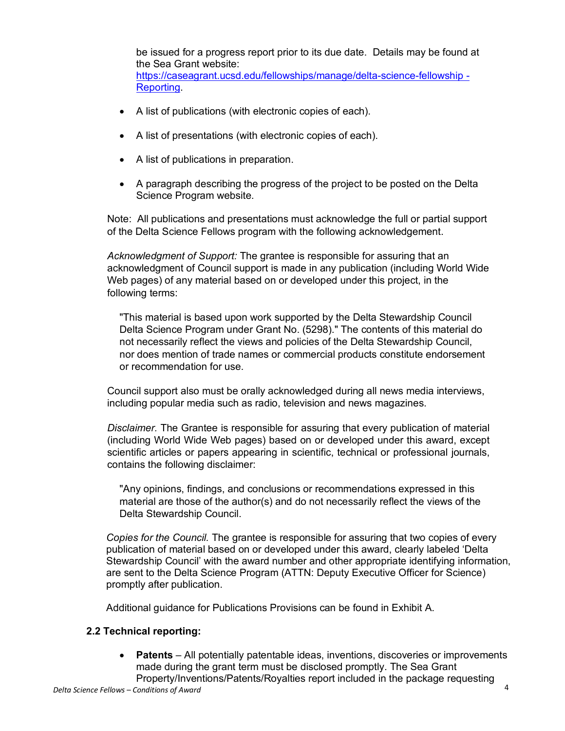be issued for a progress report prior to its due date. Details may be found at the Sea Grant website: [https://caseagrant.ucsd.edu/fellowships/manage/delta-science-fellowship - Reporting](https://caseagrant.ucsd.edu/fellowships/manage/delta-science-fellowship-Reporting).

- A list of publications (with electronic copies of each).
- A list of presentations (with electronic copies of each).
- A list of publications in preparation.
- A paragraph describing the progress of the project to be posted on the Delta Science Program website.

Note: All publications and presentations must acknowledge the full or partial support of the Delta Science Fellows program with the following acknowledgement.

*Acknowledgment of Support:* The grantee is responsible for assuring that an acknowledgment of Council support is made in any publication (including World Wide Web pages) of any material based on or developed under this project, in the following terms:

> "This material is based upon work supported by the Delta Stewardship Council Delta Science Program under Grant No. (5298)." The contents of this material do not necessarily reflect the views and policies of the Delta Stewardship Council, nor does mention of trade names or commercial products constitute endorsement or recommendation for use.

Council support also must be orally acknowledged during all news media interviews, including popular media such as radio, television and news magazines.

*Disclaimer.* The Grantee is responsible for assuring that every publication of material (including World Wide Web pages) based on or developed under this award, except scientific articles or papers appearing in scientific, technical or professional journals, contains the following disclaimer:

> "Any opinions, findings, and conclusions or recommendations expressed in this material are those of the author(s) and do not necessarily reflect the views of the Delta Stewardship Council.

*Copies for the Council.* The grantee is responsible for assuring that two copies of every publication of material based on or developed under this award, clearly labeled 'Delta Stewardship Council' with the award number and other appropriate identifying information, are sent to the Delta Science Program (ATTN: Deputy Executive Officer for Science) promptly after publication.

Additional guidance for Publications Provisions can be found in Exhibit A.

### 2.2 Technical reporting:

- **Patents** – All potentially patentable ideas, inventions, discoveries or improvements made during the grant term must be disclosed promptly. The Sea Grant Property/Inventions/Patents/Royalties report included in the package requesting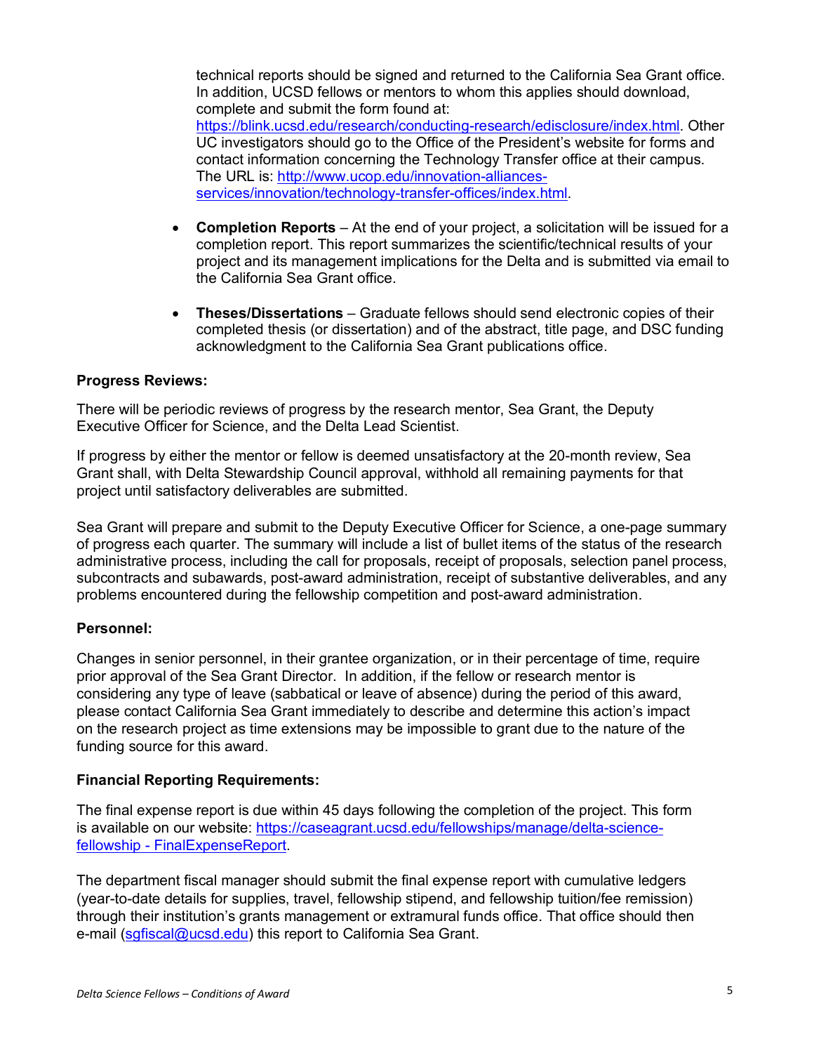technical reports should be signed and returned to the California Sea Grant office. In addition, UCSD fellows or mentors to whom this applies should download, complete and submit the form found at: https://blink.ucsd.edu/research/conducting-research/edisclosure/index.html. Other UC investigators should go to the Office of the President's website for forms and contact information concerning the Technology Transfer office at their campus. The URL is: http://www.ucop.edu/innovation-alliances-services/innovation/technology-transfer-offices/index.html.

- **Completion Reports** – At the end of your project, a solicitation will be issued for a completion report. This report summarizes the scientific/technical results of your project and its management implications for the Delta and is submitted via email to the California Sea Grant office.

- **Theses/Dissertations** – Graduate fellows should send electronic copies of their completed thesis (or dissertation) and of the abstract, title page, and DSC funding acknowledgment to the California Sea Grant publications office.

**Progress Reviews:**

There will be periodic reviews of progress by the research mentor, Sea Grant, the Deputy Executive Officer for Science, and the Delta Lead Scientist.

If progress by either the mentor or fellow is deemed unsatisfactory at the 20-month review, Sea Grant shall, with Delta Stewardship Council approval, withhold all remaining payments for that project until satisfactory deliverables are submitted.

Sea Grant will prepare and submit to the Deputy Executive Officer for Science, a one-page summary of progress each quarter. The summary will include a list of bullet items of the status of the research administrative process, including the call for proposals, receipt of proposals, selection panel process, subcontracts and subawards, post-award administration, receipt of substantive deliverables, and any problems encountered during the fellowship competition and post-award administration.

**Personnel:**

Changes in senior personnel, in their grantee organization, or in their percentage of time, require prior approval of the Sea Grant Director. In addition, if the fellow or research mentor is considering any type of leave (sabbatical or leave of absence) during the period of this award, please contact California Sea Grant immediately to describe and determine this action's impact on the research project as time extensions may be impossible to grant due to the nature of the funding source for this award.

**Financial Reporting Requirements:**

The final expense report is due within 45 days following the completion of the project. This form is available on our website: https://caseagrant.ucsd.edu/fellowships/manage/delta-science-fellowship - FinalExpenseReport.

The department fiscal manager should submit the final expense report with cumulative ledgers (year-to-date details for supplies, travel, fellowship stipend, and fellowship tuition/fee remission) through their institution's grants management or extramural funds office. That office should then e-mail (sgfiscal@ucsd.edu) this report to California Sea Grant.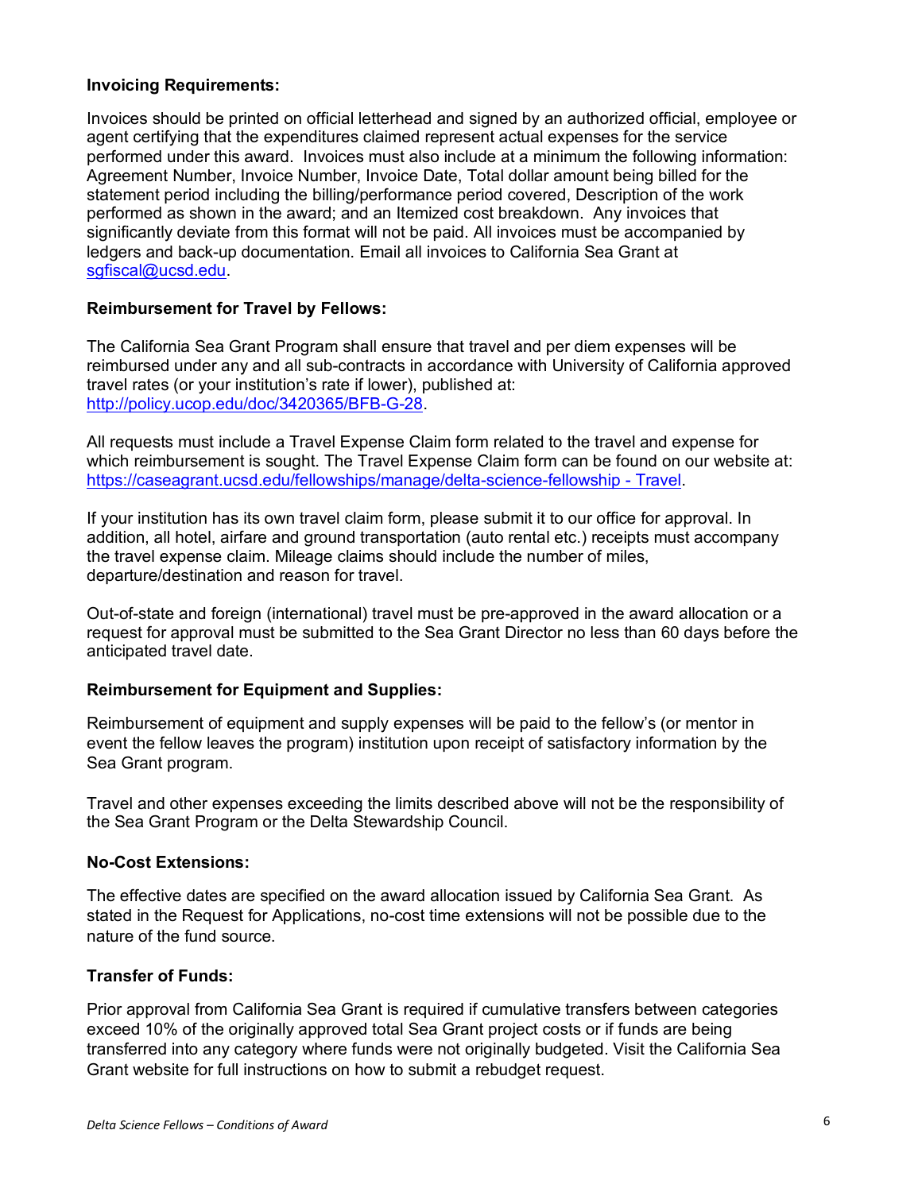**Invoicing Requirements:**

Invoices should be printed on official letterhead and signed by an authorized official, employee or agent certifying that the expenditures claimed represent actual expenses for the service performed under this award. Invoices must also include at a minimum the following information: Agreement Number, Invoice Number, Invoice Date, Total dollar amount being billed for the statement period including the billing/performance period covered, Description of the work performed as shown in the award; and an Itemized cost breakdown. Any invoices that significantly deviate from this format will not be paid. All invoices must be accompanied by ledgers and back-up documentation. Email all invoices to California Sea Grant at [sgfiscal@ucsd.edu](mailto:sgfiscal@ucsd.edu).

**Reimbursement for Travel by Fellows:**

The California Sea Grant Program shall ensure that travel and per diem expenses will be reimbursed under any and all sub-contracts in accordance with University of California approved travel rates (or your institution's rate if lower), published at: [http://policy.ucop.edu/doc/3420365/BFB-G-28](http://policy.ucop.edu/doc/3420365/BFB-G-28).

All requests must include a Travel Expense Claim form related to the travel and expense for which reimbursement is sought. The Travel Expense Claim form can be found on our website at: [https://caseagrant.ucsd.edu/fellowships/manage/delta-science-fellowship - Travel](https://caseagrant.ucsd.edu/fellowships/manage/delta-science-fellowship).

If your institution has its own travel claim form, please submit it to our office for approval. In addition, all hotel, airfare and ground transportation (auto rental etc.) receipts must accompany the travel expense claim. Mileage claims should include the number of miles, departure/destination and reason for travel.

Out-of-state and foreign (international) travel must be pre-approved in the award allocation or a request for approval must be submitted to the Sea Grant Director no less than 60 days before the anticipated travel date.

**Reimbursement for Equipment and Supplies:**

Reimbursement of equipment and supply expenses will be paid to the fellow's (or mentor in event the fellow leaves the program) institution upon receipt of satisfactory information by the Sea Grant program.

Travel and other expenses exceeding the limits described above will not be the responsibility of the Sea Grant Program or the Delta Stewardship Council.

**No-Cost Extensions:**

The effective dates are specified on the award allocation issued by California Sea Grant. As stated in the Request for Applications, no-cost time extensions will not be possible due to the nature of the fund source.

**Transfer of Funds:**

Prior approval from California Sea Grant is required if cumulative transfers between categories exceed 10% of the originally approved total Sea Grant project costs or if funds are being transferred into any category where funds were not originally budgeted. Visit the California Sea Grant website for full instructions on how to submit a rebudget request.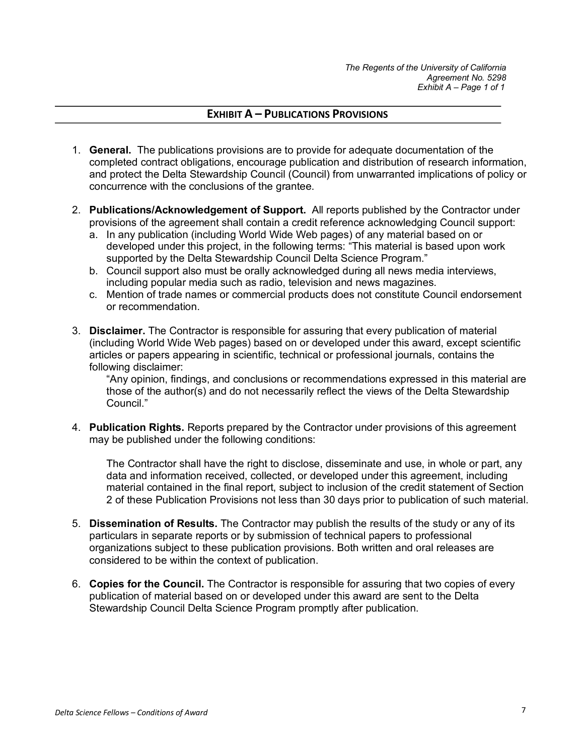## EXHIBIT A – PUBLICATIONS PROVISIONS

1. **General.** The publications provisions are to provide for adequate documentation of the completed contract obligations, encourage publication and distribution of research information, and protect the Delta Stewardship Council (Council) from unwarranted implications of policy or concurrence with the conclusions of the grantee.

2. **Publications/Acknowledgement of Support.** All reports published by the Contractor under provisions of the agreement shall contain a credit reference acknowledging Council support:
   a. In any publication (including World Wide Web pages) of any material based on or developed under this project, in the following terms: "This material is based upon work supported by the Delta Stewardship Council Delta Science Program."
   b. Council support also must be orally acknowledged during all news media interviews, including popular media such as radio, television and news magazines.
   c. Mention of trade names or commercial products does not constitute Council endorsement or recommendation.

3. **Disclaimer.** The Contractor is responsible for assuring that every publication of material (including World Wide Web pages) based on or developed under this award, except scientific articles or papers appearing in scientific, technical or professional journals, contains the following disclaimer:

   "Any opinion, findings, and conclusions or recommendations expressed in this material are those of the author(s) and do not necessarily reflect the views of the Delta Stewardship Council."

4. **Publication Rights.** Reports prepared by the Contractor under provisions of this agreement may be published under the following conditions:

   The Contractor shall have the right to disclose, disseminate and use, in whole or part, any data and information received, collected, or developed under this agreement, including material contained in the final report, subject to inclusion of the credit statement of Section 2 of these Publication Provisions not less than 30 days prior to publication of such material.

5. **Dissemination of Results.** The Contractor may publish the results of the study or any of its particulars in separate reports or by submission of technical papers to professional organizations subject to these publication provisions. Both written and oral releases are considered to be within the context of publication.

6. **Copies for the Council.** The Contractor is responsible for assuring that two copies of every publication of material based on or developed under this award are sent to the Delta Stewardship Council Delta Science Program promptly after publication.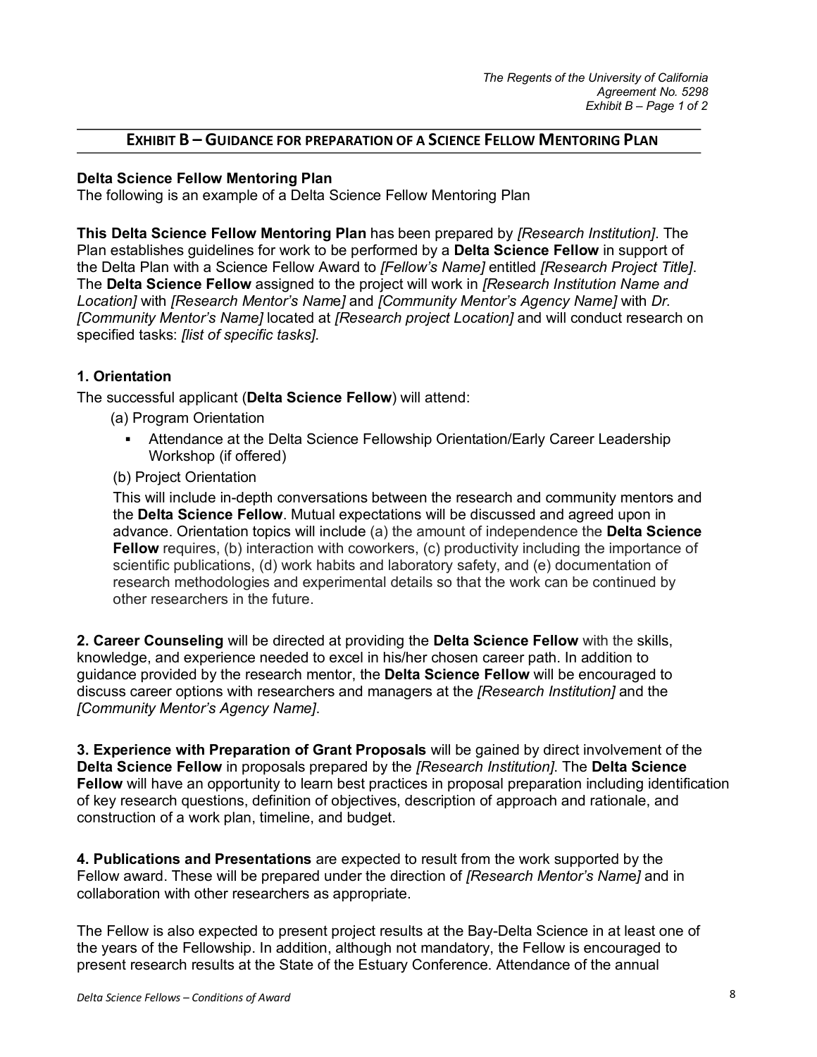## EXHIBIT B – GUIDANCE FOR PREPARATION OF A SCIENCE FELLOW MENTORING PLAN

**Delta Science Fellow Mentoring Plan**
The following is an example of a Delta Science Fellow Mentoring Plan

**This Delta Science Fellow Mentoring Plan** has been prepared by *[Research Institution]*. The Plan establishes guidelines for work to be performed by a **Delta Science Fellow** in support of the Delta Plan with a Science Fellow Award to *[Fellow's Name]* entitled *[Research Project Title]*. The **Delta Science Fellow** assigned to the project will work in *[Research Institution Name and Location]* with *[Research Mentor's Name]* and *[Community Mentor's Agency Name]* with *Dr. [Community Mentor's Name]* located at *[Research project Location]* and will conduct research on specified tasks: *[list of specific tasks]*.

### 1. Orientation

The successful applicant (**Delta Science Fellow**) will attend:

(a) Program Orientation

- Attendance at the Delta Science Fellowship Orientation/Early Career Leadership Workshop (if offered)

(b) Project Orientation

This will include in-depth conversations between the research and community mentors and the **Delta Science Fellow**. Mutual expectations will be discussed and agreed upon in advance. Orientation topics will include (a) the amount of independence the **Delta Science Fellow** requires, (b) interaction with coworkers, (c) productivity including the importance of scientific publications, (d) work habits and laboratory safety, and (e) documentation of research methodologies and experimental details so that the work can be continued by other researchers in the future.

**2. Career Counseling** will be directed at providing the **Delta Science Fellow** with the skills, knowledge, and experience needed to excel in his/her chosen career path. In addition to guidance provided by the research mentor, the **Delta Science Fellow** will be encouraged to discuss career options with researchers and managers at the *[Research Institution]* and the *[Community Mentor's Agency Name]*.

**3. Experience with Preparation of Grant Proposals** will be gained by direct involvement of the **Delta Science Fellow** in proposals prepared by the *[Research Institution]*. The **Delta Science Fellow** will have an opportunity to learn best practices in proposal preparation including identification of key research questions, definition of objectives, description of approach and rationale, and construction of a work plan, timeline, and budget.

**4. Publications and Presentations** are expected to result from the work supported by the Fellow award. These will be prepared under the direction of *[Research Mentor's Name]* and in collaboration with other researchers as appropriate.

The Fellow is also expected to present project results at the Bay-Delta Science in at least one of the years of the Fellowship. In addition, although not mandatory, the Fellow is encouraged to present research results at the State of the Estuary Conference. Attendance of the annual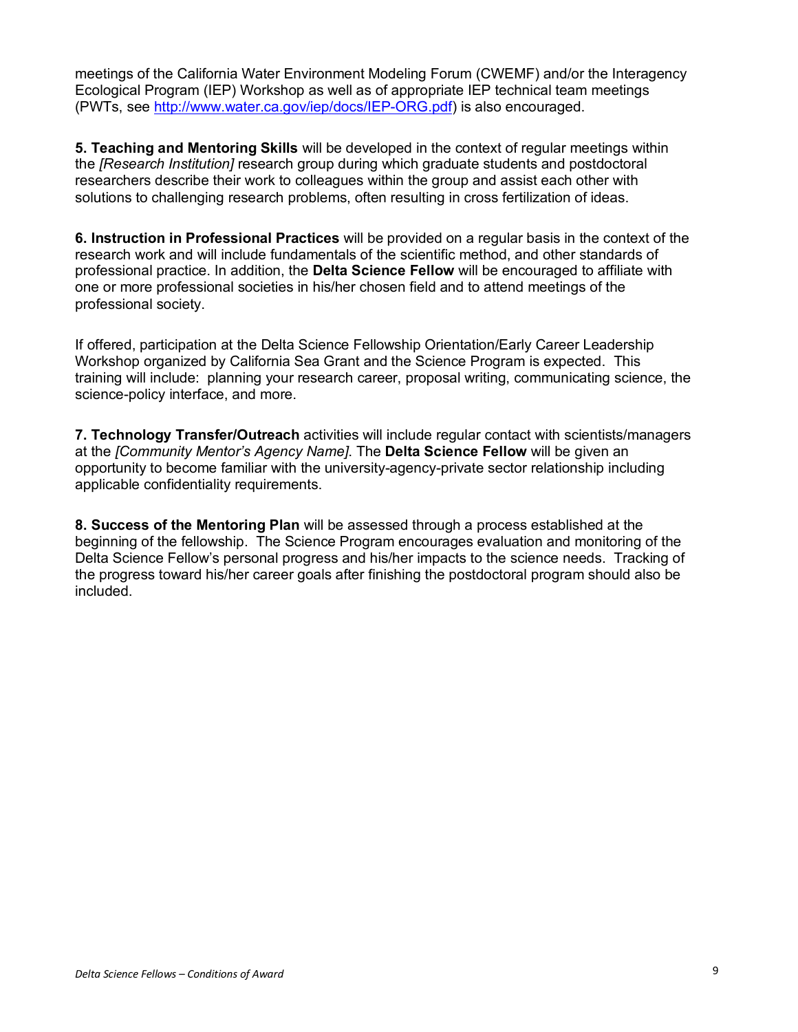meetings of the California Water Environment Modeling Forum (CWEMF) and/or the Interagency Ecological Program (IEP) Workshop as well as of appropriate IEP technical team meetings (PWTs, see http://www.water.ca.gov/iep/docs/IEP-ORG.pdf) is also encouraged.

**5. Teaching and Mentoring Skills** will be developed in the context of regular meetings within the *[Research Institution]* research group during which graduate students and postdoctoral researchers describe their work to colleagues within the group and assist each other with solutions to challenging research problems, often resulting in cross fertilization of ideas.

**6. Instruction in Professional Practices** will be provided on a regular basis in the context of the research work and will include fundamentals of the scientific method, and other standards of professional practice. In addition, the **Delta Science Fellow** will be encouraged to affiliate with one or more professional societies in his/her chosen field and to attend meetings of the professional society.

If offered, participation at the Delta Science Fellowship Orientation/Early Career Leadership Workshop organized by California Sea Grant and the Science Program is expected. This training will include: planning your research career, proposal writing, communicating science, the science-policy interface, and more.

**7. Technology Transfer/Outreach** activities will include regular contact with scientists/managers at the *[Community Mentor's Agency Name]*. The **Delta Science Fellow** will be given an opportunity to become familiar with the university-agency-private sector relationship including applicable confidentiality requirements.

**8. Success of the Mentoring Plan** will be assessed through a process established at the beginning of the fellowship. The Science Program encourages evaluation and monitoring of the Delta Science Fellow's personal progress and his/her impacts to the science needs. Tracking of the progress toward his/her career goals after finishing the postdoctoral program should also be included.